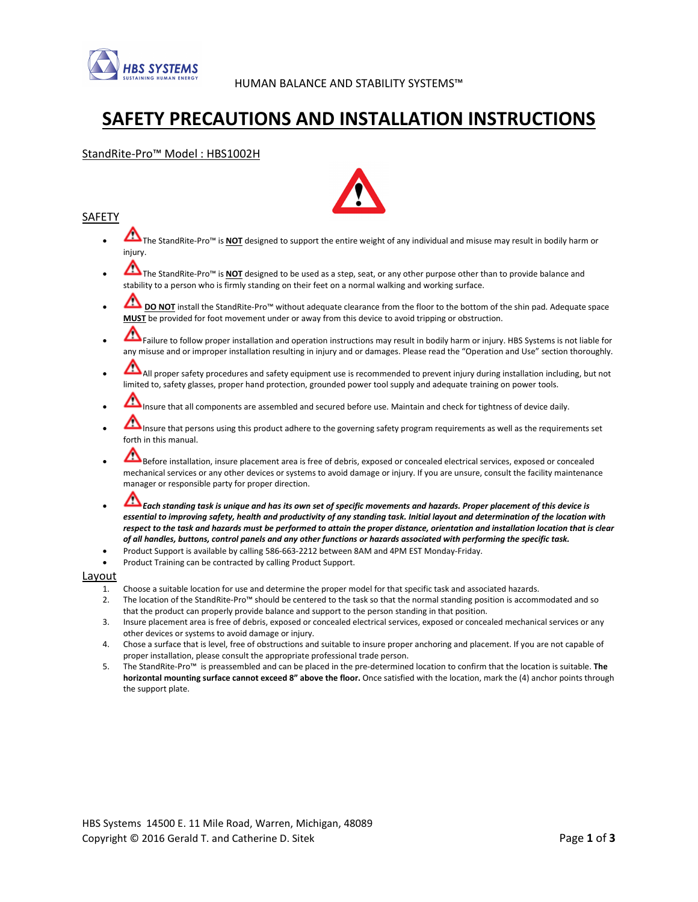HUMAN BALANCE AND STABILITY SYSTEMS™

# SAFETY PRECAUTIONS AND INSTALLATION INSTRUCTIONS

## StandRite-Pro™ Model : HBS1002H

## SAFETY

- The StandRite-Pro™ is **NOT** designed to support the entire weight of any individual and misuse may result in bodily harm or injury.
- The StandRite-Pro™ is **NOT** designed to be used as a step, seat, or any other purpose other than to provide balance and stability to a person who is firmly standing on their feet on a normal walking and working surface.
- **DO NOT** install the StandRite-Pro™ without adequate clearance from the floor to the bottom of the shin pad. Adequate space **MUST** be provided for foot movement under or away from this device to avoid tripping or obstruction.
- Failure to follow proper installation and operation instructions may result in bodily harm or injury. HBS Systems is not liable for any misuse and or improper installation resulting in injury and or damages. Please read the "Operation and Use" section thoroughly.
- All proper safety procedures and safety equipment use is recommended to prevent injury during installation including, but not limited to, safety glasses, proper hand protection, grounded power tool supply and adequate training on power tools.
- Insure that all components are assembled and secured before use. Maintain and check for tightness of device daily.
- Insure that persons using this product adhere to the governing safety program requirements as well as the requirements set forth in this manual.
- Before installation, insure placement area is free of debris, exposed or concealed electrical services, exposed or concealed mechanical services or any other devices or systems to avoid damage or injury. If you are unsure, consult the facility maintenance manager or responsible party for proper direction.
- ***Each standing task is unique and has its own set of specific movements and hazards. Proper placement of this device is essential to improving safety, health and productivity of any standing task. Initial layout and determination of the location with respect to the task and hazards must be performed to attain the proper distance, orientation and installation location that is clear of all handles, buttons, control panels and any other functions or hazards associated with performing the specific task.***
- Product Support is available by calling 586-663-2212 between 8AM and 4PM EST Monday-Friday.
- Product Training can be contracted by calling Product Support.

## Layout

1. Choose a suitable location for use and determine the proper model for that specific task and associated hazards.
2. The location of the StandRite-Pro™ should be centered to the task so that the normal standing position is accommodated and so that the product can properly provide balance and support to the person standing in that position.
3. Insure placement area is free of debris, exposed or concealed electrical services, exposed or concealed mechanical services or any other devices or systems to avoid damage or injury.
4. Chose a surface that is level, free of obstructions and suitable to insure proper anchoring and placement. If you are not capable of proper installation, please consult the appropriate professional trade person.
5. The StandRite-Pro™ is preassembled and can be placed in the pre-determined location to confirm that the location is suitable. **The horizontal mounting surface cannot exceed 8" above the floor.** Once satisfied with the location, mark the (4) anchor points through the support plate.

HBS Systems 14500 E. 11 Mile Road, Warren, Michigan, 48089
Copyright © 2016 Gerald T. and Catherine D. Sitek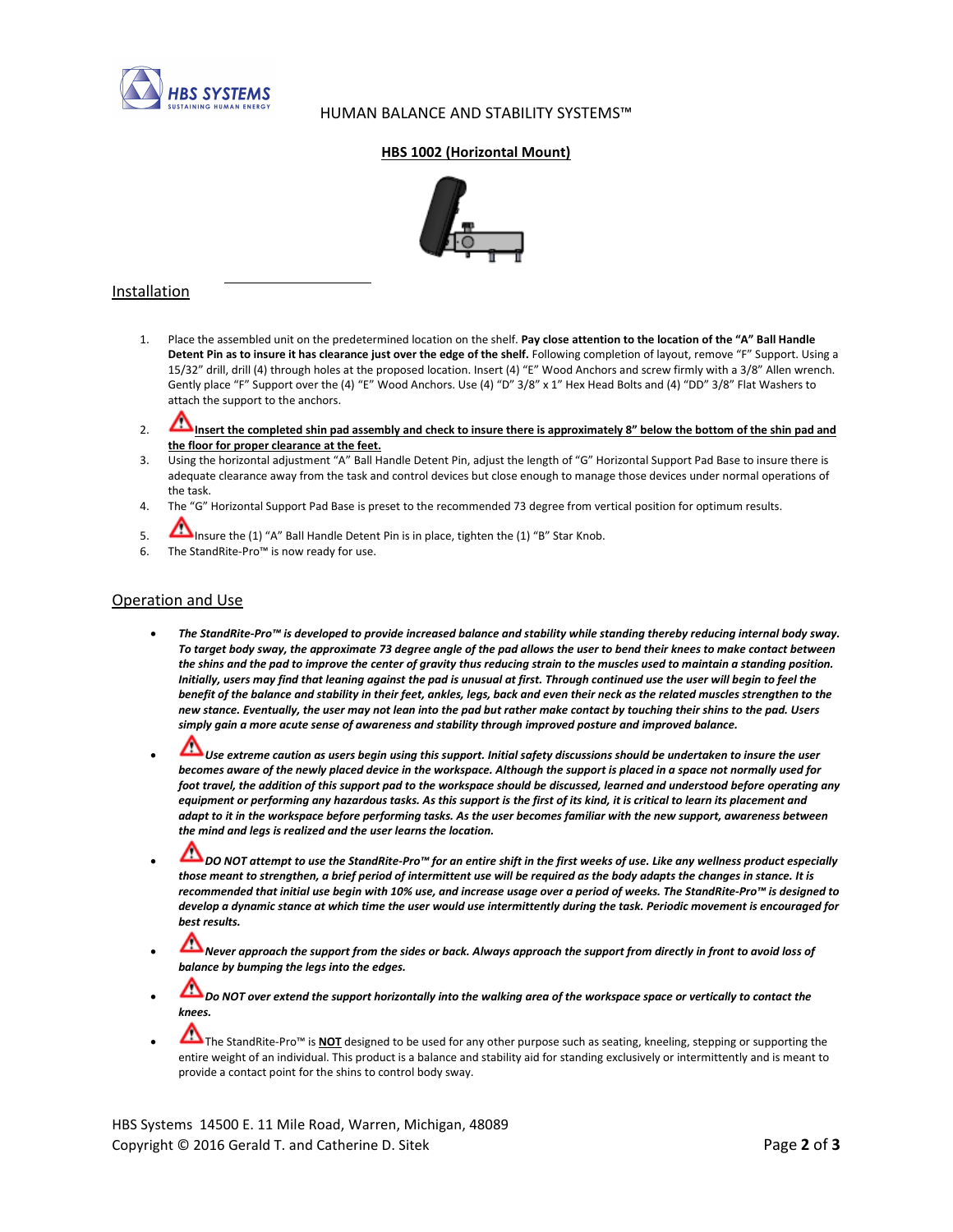HUMAN BALANCE AND STABILITY SYSTEMS™

## HBS 1002 (Horizontal Mount)

## Installation

1. Place the assembled unit on the predetermined location on the shelf. **Pay close attention to the location of the "A" Ball Handle Detent Pin as to insure it has clearance just over the edge of the shelf.** Following completion of layout, remove "F" Support. Using a 15/32" drill, drill (4) through holes at the proposed location. Insert (4) "E" Wood Anchors and screw firmly with a 3/8" Allen wrench. Gently place "F" Support over the (4) "E" Wood Anchors. Use (4) "D" 3/8" x 1" Hex Head Bolts and (4) "DD" 3/8" Flat Washers to attach the support to the anchors.
2. ⚠ **Insert the completed shin pad assembly and check to insure there is approximately 8" below the bottom of the shin pad and the floor for proper clearance at the feet.**
3. Using the horizontal adjustment "A" Ball Handle Detent Pin, adjust the length of "G" Horizontal Support Pad Base to insure there is adequate clearance away from the task and control devices but close enough to manage those devices under normal operations of the task.
4. The "G" Horizontal Support Pad Base is preset to the recommended 73 degree from vertical position for optimum results.
5. ⚠ Insure the (1) "A" Ball Handle Detent Pin is in place, tighten the (1) "B" Star Knob.
6. The StandRite-Pro™ is now ready for use.

## Operation and Use

- ***The StandRite-Pro™ is developed to provide increased balance and stability while standing thereby reducing internal body sway. To target body sway, the approximate 73 degree angle of the pad allows the user to bend their knees to make contact between the shins and the pad to improve the center of gravity thus reducing strain to the muscles used to maintain a standing position. Initially, users may find that leaning against the pad is unusual at first. Through continued use the user will begin to feel the benefit of the balance and stability in their feet, ankles, legs, back and even their neck as the related muscles strengthen to the new stance. Eventually, the user may not lean into the pad but rather make contact by touching their shins to the pad. Users simply gain a more acute sense of awareness and stability through improved posture and improved balance.***
- ⚠ ***Use extreme caution as users begin using this support. Initial safety discussions should be undertaken to insure the user becomes aware of the newly placed device in the workspace. Although the support is placed in a space not normally used for foot travel, the addition of this support pad to the workspace should be discussed, learned and understood before operating any equipment or performing any hazardous tasks. As this support is the first of its kind, it is critical to learn its placement and adapt to it in the workspace before performing tasks. As the user becomes familiar with the new support, awareness between the mind and legs is realized and the user learns the location.***
- ⚠ ***DO NOT attempt to use the StandRite-Pro™ for an entire shift in the first weeks of use. Like any wellness product especially those meant to strengthen, a brief period of intermittent use will be required as the body adapts the changes in stance. It is recommended that initial use begin with 10% use, and increase usage over a period of weeks. The StandRite-Pro™ is designed to develop a dynamic stance at which time the user would use intermittently during the task. Periodic movement is encouraged for best results.***
- ⚠ ***Never approach the support from the sides or back. Always approach the support from directly in front to avoid loss of balance by bumping the legs into the edges.***
- ⚠ ***Do NOT over extend the support horizontally into the walking area of the workspace space or vertically to contact the knees.***
- ⚠ The StandRite-Pro™ is **NOT** designed to be used for any other purpose such as seating, kneeling, stepping or supporting the entire weight of an individual. This product is a balance and stability aid for standing exclusively or intermittently and is meant to provide a contact point for the shins to control body sway.

HBS Systems 14500 E. 11 Mile Road, Warren, Michigan, 48089
Copyright © 2016 Gerald T. and Catherine D. Sitek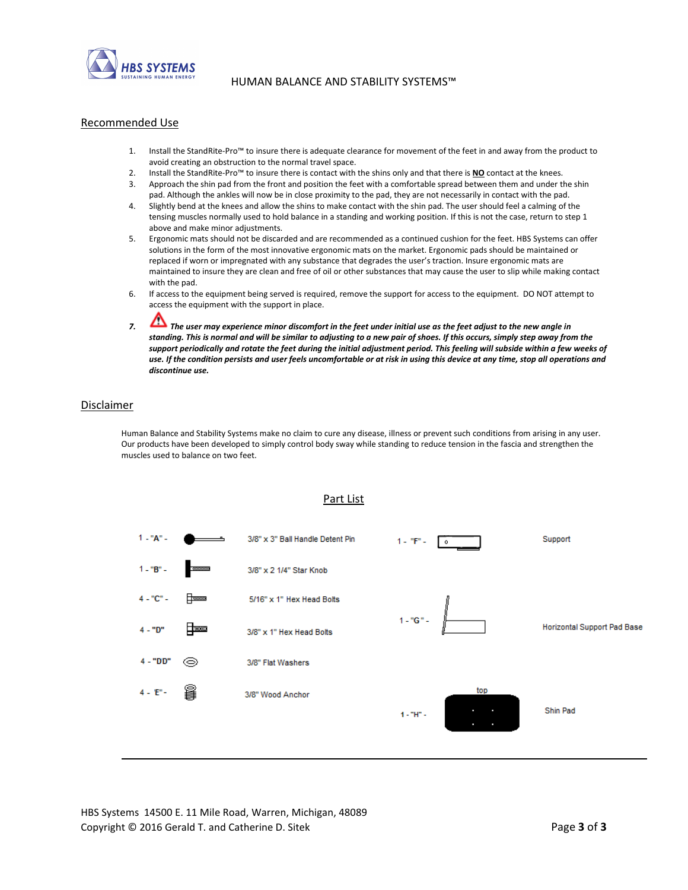HUMAN BALANCE AND STABILITY SYSTEMS™

## Recommended Use

1. Install the StandRite-Pro™ to insure there is adequate clearance for movement of the feet in and away from the product to avoid creating an obstruction to the normal travel space.
2. Install the StandRite-Pro™ to insure there is contact with the shins only and that there is **NO** contact at the knees.
3. Approach the shin pad from the front and position the feet with a comfortable spread between them and under the shin pad. Although the ankles will now be in close proximity to the pad, they are not necessarily in contact with the pad.
4. Slightly bend at the knees and allow the shins to make contact with the shin pad. The user should feel a calming of the tensing muscles normally used to hold balance in a standing and working position. If this is not the case, return to step 1 above and make minor adjustments.
5. Ergonomic mats should not be discarded and are recommended as a continued cushion for the feet. HBS Systems can offer solutions in the form of the most innovative ergonomic mats on the market. Ergonomic pads should be maintained or replaced if worn or impregnated with any substance that degrades the user's traction. Insure ergonomic mats are maintained to insure they are clean and free of oil or other substances that may cause the user to slip while making contact with the pad.
6. If access to the equipment being served is required, remove the support for access to the equipment. DO NOT attempt to access the equipment with the support in place.
7. ***The user may experience minor discomfort in the feet under initial use as the feet adjust to the new angle in standing. This is normal and will be similar to adjusting to a new pair of shoes. If this occurs, simply step away from the support periodically and rotate the feet during the initial adjustment period. This feeling will subside within a few weeks of use. If the condition persists and user feels uncomfortable or at risk in using this device at any time, stop all operations and discontinue use.***

## Disclaimer

Human Balance and Stability Systems make no claim to cure any disease, illness or prevent such conditions from arising in any user. Our products have been developed to simply control body sway while standing to reduce tension in the fascia and strengthen the muscles used to balance on two feet.

## Part List

| | | | |
|---|---|---|---|
| 1 - "A" - | 3/8" x 3" Ball Handle Detent Pin | 1 - "F" - | Support |
| 1 - "B" - | 3/8" x 2 1/4" Star Knob | | |
| 4 - "C" - | 5/16" x 1" Hex Head Bolts | | |
| 4 - "D" | 3/8" x 1" Hex Head Bolts | 1 - "G" - | Horizontal Support Pad Base |
| 4 - "DD" | 3/8" Flat Washers | | |
| 4 - "E" - | 3/8" Wood Anchor | 1 - "H" - | Shin Pad (top) |

HBS Systems 14500 E. 11 Mile Road, Warren, Michigan, 48089
Copyright © 2016 Gerald T. and Catherine D. Sitek